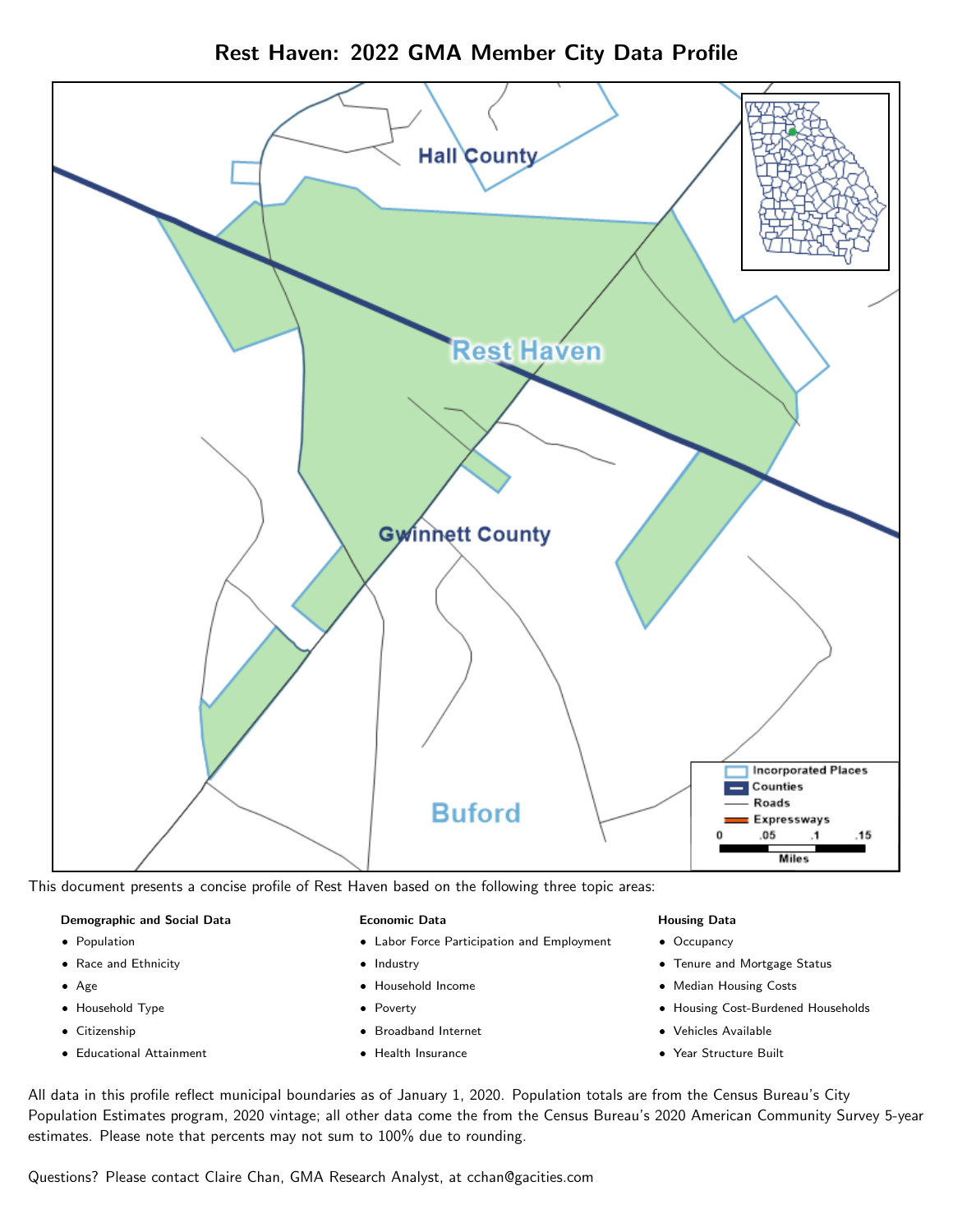# Rest Haven: 2022 GMA Member City Data Profile

This document presents a concise profile of Rest Haven based on the following three topic areas:

**Demographic and Social Data**

- Population
- Race and Ethnicity
- Age
- Household Type
- Citizenship
- Educational Attainment

**Economic Data**

- Labor Force Participation and Employment
- Industry
- Household Income
- Poverty
- Broadband Internet
- Health Insurance

**Housing Data**

- Occupancy
- Tenure and Mortgage Status
- Median Housing Costs
- Housing Cost-Burdened Households
- Vehicles Available
- Year Structure Built

All data in this profile reflect municipal boundaries as of January 1, 2020. Population totals are from the Census Bureau's City Population Estimates program, 2020 vintage; all other data come the from the Census Bureau's 2020 American Community Survey 5-year estimates. Please note that percents may not sum to 100% due to rounding.

Questions? Please contact Claire Chan, GMA Research Analyst, at cchan@gacities.com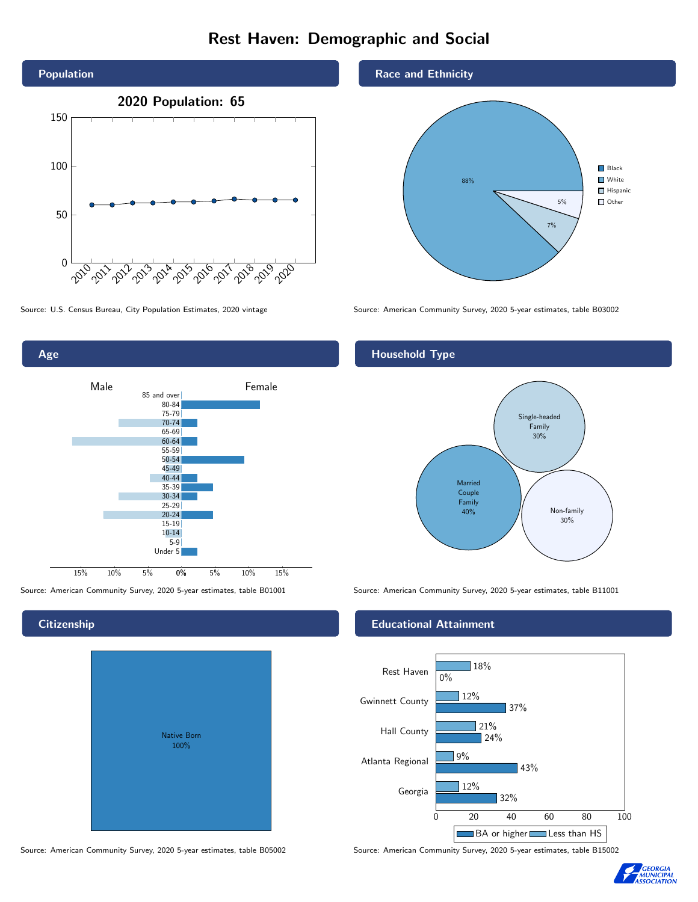# Rest Haven: Demographic and Social

## Population

**2020 Population: 65**

Source: U.S. Census Bureau, City Population Estimates, 2020 vintage

## Race and Ethnicity

| Category | Percent |
|---|---|
| White | 88% |
| Hispanic | 7% |
| Other | 5% |

Source: American Community Survey, 2020 5-year estimates, table B03002

## Age

Source: American Community Survey, 2020 5-year estimates, table B01001

## Household Type

| Type | Percent |
|---|---|
| Married Couple Family | 40% |
| Single-headed Family | 30% |
| Non-family | 30% |

Source: American Community Survey, 2020 5-year estimates, table B11001

## Citizenship

| Category | Percent |
|---|---|
| Native Born | 100% |

Source: American Community Survey, 2020 5-year estimates, table B05002

## Educational Attainment

| Area | Less than HS | BA or higher |
|---|---|---|
| Rest Haven | 18% | 0% |
| Gwinnett County | 12% | 37% |
| Hall County | 21% | 24% |
| Atlanta Regional | 9% | 43% |
| Georgia | 12% | 32% |

Source: American Community Survey, 2020 5-year estimates, table B15002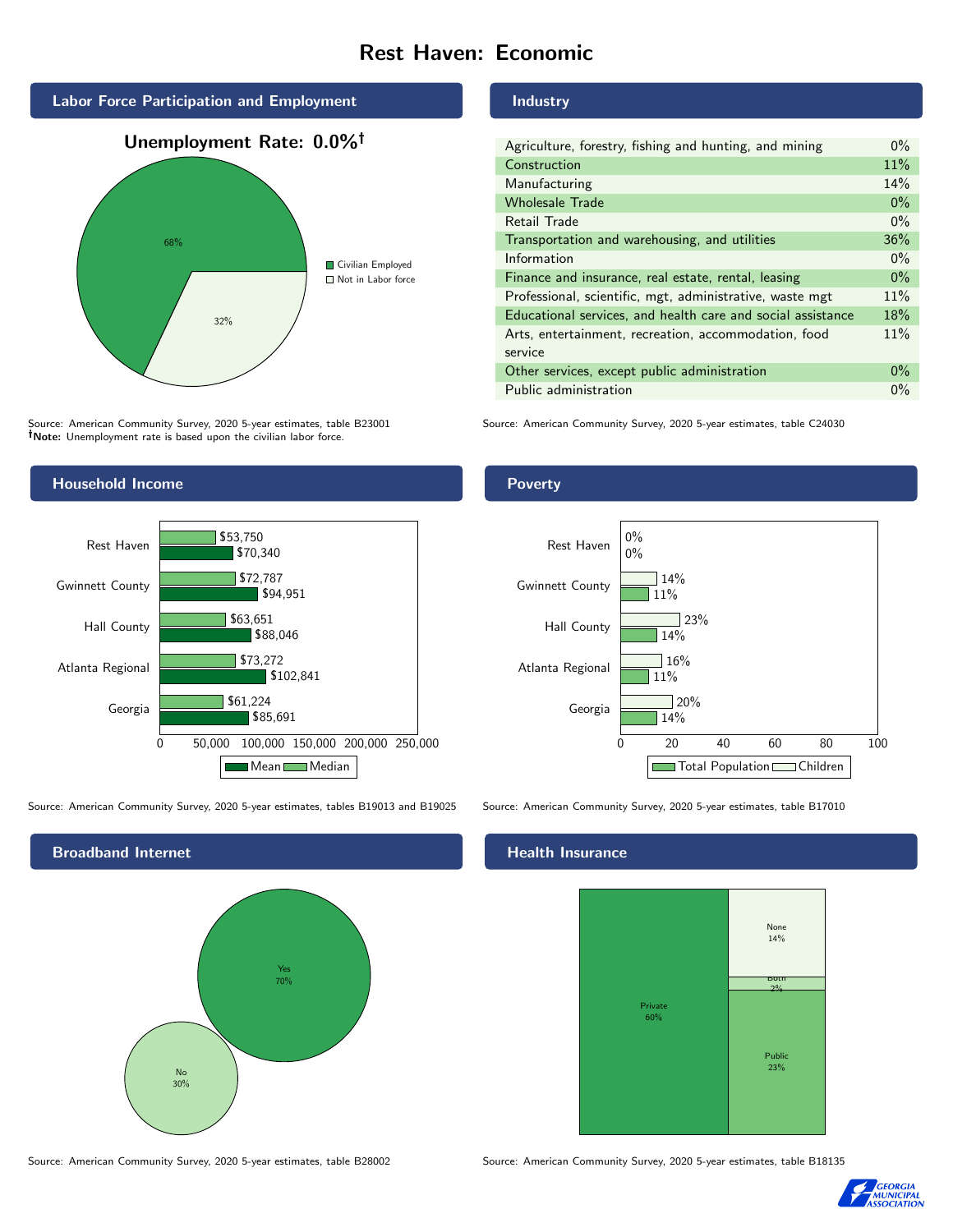# Rest Haven: Economic

## Labor Force Participation and Employment

**Unemployment Rate: 0.0%†**

| Category | Percent |
|---|---|
| Civilian Employed | 68% |
| Not in Labor force | 32% |

Source: American Community Survey, 2020 5-year estimates, table B23001
**†Note:** Unemployment rate is based upon the civilian labor force.

## Industry

| Industry | Percent |
|---|---|
| Agriculture, forestry, fishing and hunting, and mining | 0% |
| Construction | 11% |
| Manufacturing | 14% |
| Wholesale Trade | 0% |
| Retail Trade | 0% |
| Transportation and warehousing, and utilities | 36% |
| Information | 0% |
| Finance and insurance, real estate, rental, leasing | 0% |
| Professional, scientific, mgt, administrative, waste mgt | 11% |
| Educational services, and health care and social assistance | 18% |
| Arts, entertainment, recreation, accommodation, food service | 11% |
| Other services, except public administration | 0% |
| Public administration | 0% |

Source: American Community Survey, 2020 5-year estimates, table C24030

## Household Income

| Area | Median | Mean |
|---|---|---|
| Rest Haven | $53,750 | $70,340 |
| Gwinnett County | $72,787 | $94,951 |
| Hall County | $63,651 | $88,046 |
| Atlanta Regional | $73,272 | $102,841 |
| Georgia | $61,224 | $85,691 |

Source: American Community Survey, 2020 5-year estimates, tables B19013 and B19025

## Poverty

| Area | Children | Total Population |
|---|---|---|
| Rest Haven | 0% | 0% |
| Gwinnett County | 14% | 11% |
| Hall County | 23% | 14% |
| Atlanta Regional | 16% | 11% |
| Georgia | 20% | 14% |

Source: American Community Survey, 2020 5-year estimates, table B17010

## Broadband Internet

| Response | Percent |
|---|---|
| Yes | 70% |
| No | 30% |

Source: American Community Survey, 2020 5-year estimates, table B28002

## Health Insurance

| Type | Percent |
|---|---|
| Private | 60% |
| Public | 23% |
| Both | 2% |
| None | 14% |

Source: American Community Survey, 2020 5-year estimates, table B18135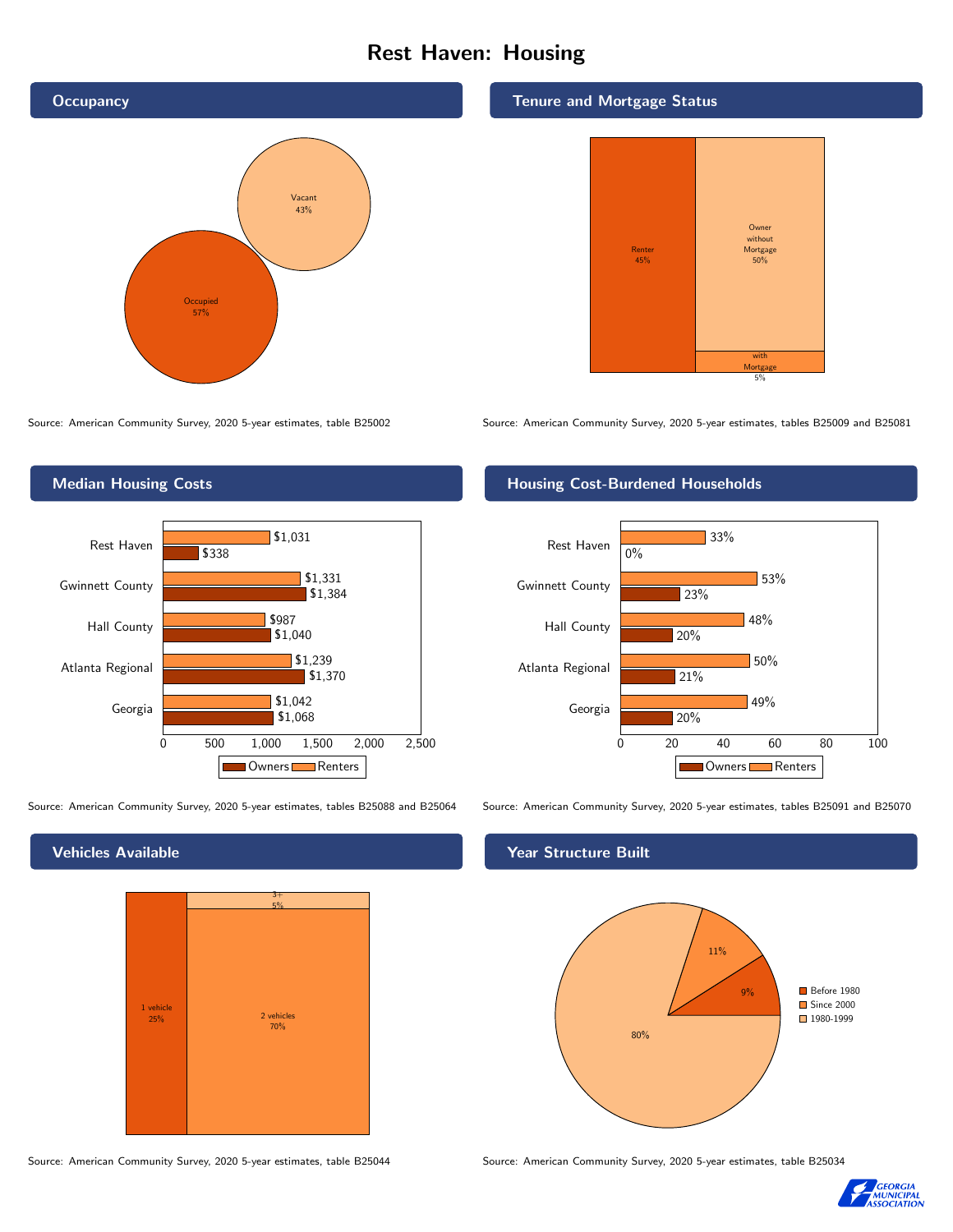# Rest Haven: Housing

## Occupancy

Vacant
43%

Occupied
57%

Source: American Community Survey, 2020 5-year estimates, table B25002

## Tenure and Mortgage Status

Renter
45%

Owner
without
Mortgage
50%

with
Mortgage
5%

Source: American Community Survey, 2020 5-year estimates, tables B25009 and B25081

## Median Housing Costs

Rest Haven
$1,031
$338

Gwinnett County
$1,331
$1,384

Hall County
$987
$1,040

Atlanta Regional
$1,239
$1,370

Georgia
$1,042
$1,068

0 500 1,000 1,500 2,000 2,500

Owners Renters

Source: American Community Survey, 2020 5-year estimates, tables B25088 and B25064

## Housing Cost-Burdened Households

Rest Haven
33%
0%

Gwinnett County
53%
23%

Hall County
48%
20%

Atlanta Regional
50%
21%

Georgia
49%
20%

0 20 40 60 80 100

Owners Renters

Source: American Community Survey, 2020 5-year estimates, tables B25091 and B25070

## Vehicles Available

3+
5%

1 vehicle
25%

2 vehicles
70%

Source: American Community Survey, 2020 5-year estimates, table B25044

## Year Structure Built

11%

9%

80%

Before 1980
Since 2000
1980-1999

Source: American Community Survey, 2020 5-year estimates, table B25034